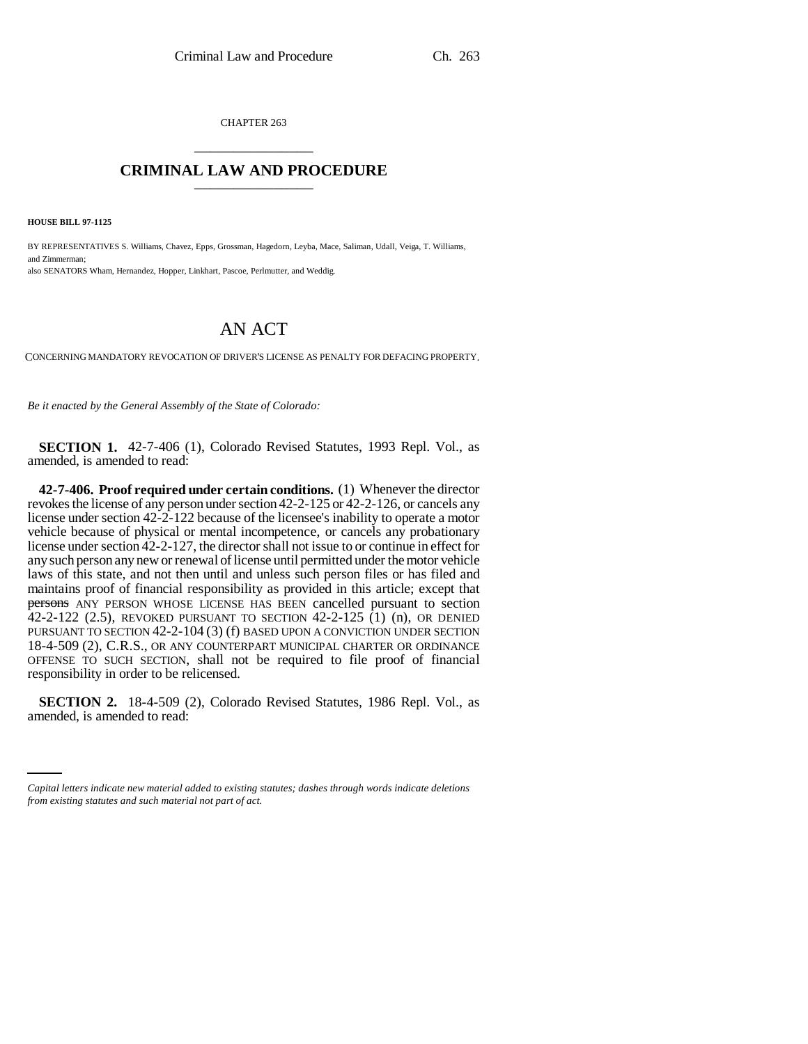CHAPTER 263

# CRIMINAL LAW AND PROCEDURE

**HOUSE BILL 97-1125**

BY REPRESENTATIVES S. Williams, Chavez, Epps, Grossman, Hagedorn, Leyba, Mace, Saliman, Udall, Veiga, T. Williams, and Zimmerman;
also SENATORS Wham, Hernandez, Hopper, Linkhart, Pascoe, Perlmutter, and Weddig.

# AN ACT

CONCERNING MANDATORY REVOCATION OF DRIVER'S LICENSE AS PENALTY FOR DEFACING PROPERTY.

*Be it enacted by the General Assembly of the State of Colorado:*

**SECTION 1.** 42-7-406 (1), Colorado Revised Statutes, 1993 Repl. Vol., as amended, is amended to read:

**42-7-406. Proof required under certain conditions.** (1) Whenever the director revokes the license of any person under section 42-2-125 or 42-2-126, or cancels any license under section 42-2-122 because of the licensee's inability to operate a motor vehicle because of physical or mental incompetence, or cancels any probationary license under section 42-2-127, the director shall not issue to or continue in effect for any such person any new or renewal of license until permitted under the motor vehicle laws of this state, and not then until and unless such person files or has filed and maintains proof of financial responsibility as provided in this article; except that ~~persons~~ ANY PERSON WHOSE LICENSE HAS BEEN cancelled pursuant to section 42-2-122 (2.5), REVOKED PURSUANT TO SECTION 42-2-125 (1) (n), OR DENIED PURSUANT TO SECTION 42-2-104 (3) (f) BASED UPON A CONVICTION UNDER SECTION 18-4-509 (2), C.R.S., OR ANY COUNTERPART MUNICIPAL CHARTER OR ORDINANCE OFFENSE TO SUCH SECTION, shall not be required to file proof of financial responsibility in order to be relicensed.

**SECTION 2.** 18-4-509 (2), Colorado Revised Statutes, 1986 Repl. Vol., as amended, is amended to read:

*Capital letters indicate new material added to existing statutes; dashes through words indicate deletions from existing statutes and such material not part of act.*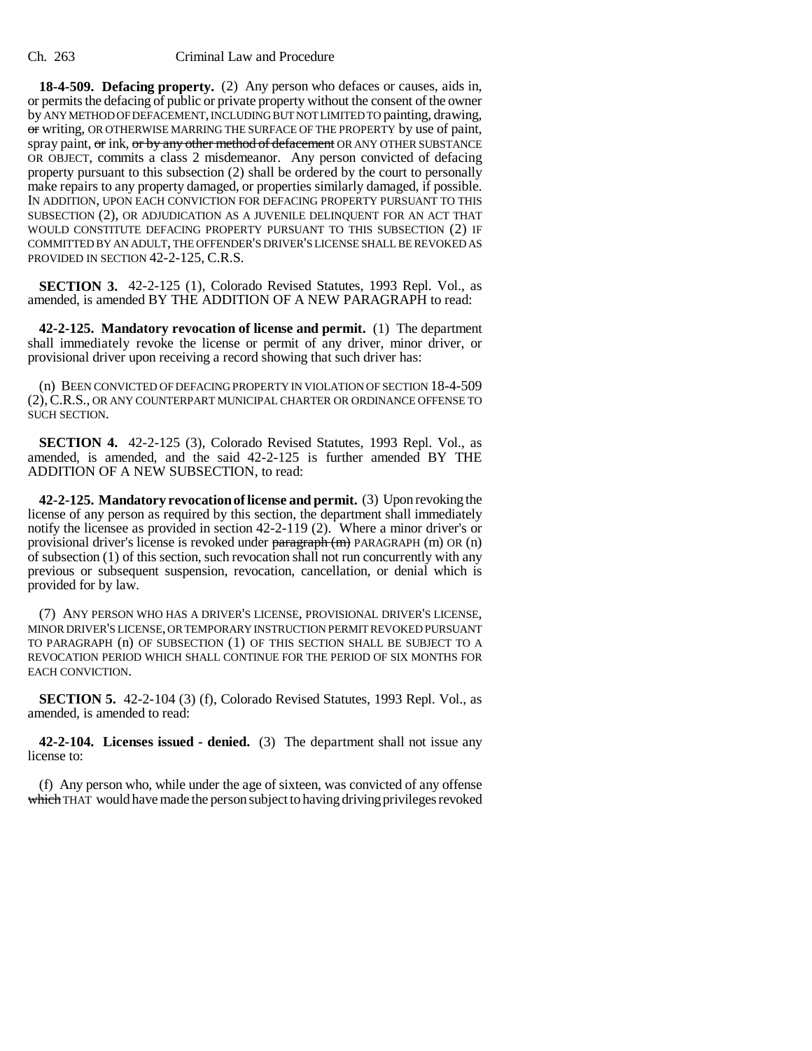**18-4-509. Defacing property.** (2) Any person who defaces or causes, aids in, or permits the defacing of public or private property without the consent of the owner by ANY METHOD OF DEFACEMENT, INCLUDING BUT NOT LIMITED TO painting, drawing, ~~or~~ writing, OR OTHERWISE MARRING THE SURFACE OF THE PROPERTY by use of paint, spray paint, ~~or~~ ink, ~~or by any other method of defacement~~ OR ANY OTHER SUBSTANCE OR OBJECT, commits a class 2 misdemeanor. Any person convicted of defacing property pursuant to this subsection (2) shall be ordered by the court to personally make repairs to any property damaged, or properties similarly damaged, if possible. IN ADDITION, UPON EACH CONVICTION FOR DEFACING PROPERTY PURSUANT TO THIS SUBSECTION (2), OR ADJUDICATION AS A JUVENILE DELINQUENT FOR AN ACT THAT WOULD CONSTITUTE DEFACING PROPERTY PURSUANT TO THIS SUBSECTION (2) IF COMMITTED BY AN ADULT, THE OFFENDER'S DRIVER'S LICENSE SHALL BE REVOKED AS PROVIDED IN SECTION 42-2-125, C.R.S.

**SECTION 3.** 42-2-125 (1), Colorado Revised Statutes, 1993 Repl. Vol., as amended, is amended BY THE ADDITION OF A NEW PARAGRAPH to read:

**42-2-125. Mandatory revocation of license and permit.** (1) The department shall immediately revoke the license or permit of any driver, minor driver, or provisional driver upon receiving a record showing that such driver has:

(n) BEEN CONVICTED OF DEFACING PROPERTY IN VIOLATION OF SECTION 18-4-509 (2), C.R.S., OR ANY COUNTERPART MUNICIPAL CHARTER OR ORDINANCE OFFENSE TO SUCH SECTION.

**SECTION 4.** 42-2-125 (3), Colorado Revised Statutes, 1993 Repl. Vol., as amended, is amended, and the said 42-2-125 is further amended BY THE ADDITION OF A NEW SUBSECTION, to read:

**42-2-125. Mandatory revocation of license and permit.** (3) Upon revoking the license of any person as required by this section, the department shall immediately notify the licensee as provided in section 42-2-119 (2). Where a minor driver's or provisional driver's license is revoked under ~~paragraph (m)~~ PARAGRAPH (m) OR (n) of subsection (1) of this section, such revocation shall not run concurrently with any previous or subsequent suspension, revocation, cancellation, or denial which is provided for by law.

(7) ANY PERSON WHO HAS A DRIVER'S LICENSE, PROVISIONAL DRIVER'S LICENSE, MINOR DRIVER'S LICENSE, OR TEMPORARY INSTRUCTION PERMIT REVOKED PURSUANT TO PARAGRAPH (n) OF SUBSECTION (1) OF THIS SECTION SHALL BE SUBJECT TO A REVOCATION PERIOD WHICH SHALL CONTINUE FOR THE PERIOD OF SIX MONTHS FOR EACH CONVICTION.

**SECTION 5.** 42-2-104 (3) (f), Colorado Revised Statutes, 1993 Repl. Vol., as amended, is amended to read:

**42-2-104. Licenses issued - denied.** (3) The department shall not issue any license to:

(f) Any person who, while under the age of sixteen, was convicted of any offense ~~which~~ THAT would have made the person subject to having driving privileges revoked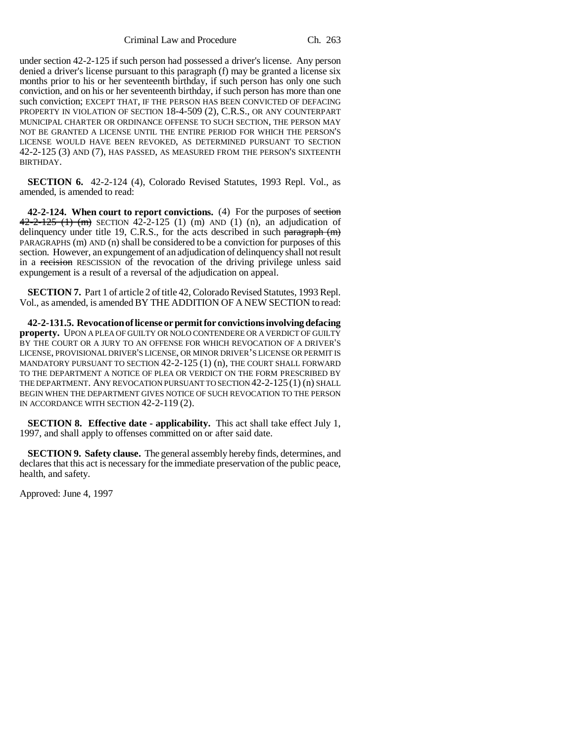under section 42-2-125 if such person had possessed a driver's license. Any person denied a driver's license pursuant to this paragraph (f) may be granted a license six months prior to his or her seventeenth birthday, if such person has only one such conviction, and on his or her seventeenth birthday, if such person has more than one such conviction; EXCEPT THAT, IF THE PERSON HAS BEEN CONVICTED OF DEFACING PROPERTY IN VIOLATION OF SECTION 18-4-509 (2), C.R.S., OR ANY COUNTERPART MUNICIPAL CHARTER OR ORDINANCE OFFENSE TO SUCH SECTION, THE PERSON MAY NOT BE GRANTED A LICENSE UNTIL THE ENTIRE PERIOD FOR WHICH THE PERSON'S LICENSE WOULD HAVE BEEN REVOKED, AS DETERMINED PURSUANT TO SECTION 42-2-125 (3) AND (7), HAS PASSED, AS MEASURED FROM THE PERSON'S SIXTEENTH BIRTHDAY.

**SECTION 6.** 42-2-124 (4), Colorado Revised Statutes, 1993 Repl. Vol., as amended, is amended to read:

**42-2-124. When court to report convictions.** (4) For the purposes of ~~section 42-2-125 (1) (m)~~ SECTION 42-2-125 (1) (m) AND (1) (n), an adjudication of delinquency under title 19, C.R.S., for the acts described in such ~~paragraph (m)~~ PARAGRAPHS (m) AND (n) shall be considered to be a conviction for purposes of this section. However, an expungement of an adjudication of delinquency shall not result in a ~~recision~~ RESCISSION of the revocation of the driving privilege unless said expungement is a result of a reversal of the adjudication on appeal.

**SECTION 7.** Part 1 of article 2 of title 42, Colorado Revised Statutes, 1993 Repl. Vol., as amended, is amended BY THE ADDITION OF A NEW SECTION to read:

**42-2-131.5. Revocation of license or permit for convictions involving defacing property.** UPON A PLEA OF GUILTY OR NOLO CONTENDERE OR A VERDICT OF GUILTY BY THE COURT OR A JURY TO AN OFFENSE FOR WHICH REVOCATION OF A DRIVER'S LICENSE, PROVISIONAL DRIVER'S LICENSE, OR MINOR DRIVER'S LICENSE OR PERMIT IS MANDATORY PURSUANT TO SECTION 42-2-125 (1) (n), THE COURT SHALL FORWARD TO THE DEPARTMENT A NOTICE OF PLEA OR VERDICT ON THE FORM PRESCRIBED BY THE DEPARTMENT. ANY REVOCATION PURSUANT TO SECTION 42-2-125 (1) (n) SHALL BEGIN WHEN THE DEPARTMENT GIVES NOTICE OF SUCH REVOCATION TO THE PERSON IN ACCORDANCE WITH SECTION 42-2-119 (2).

**SECTION 8. Effective date - applicability.** This act shall take effect July 1, 1997, and shall apply to offenses committed on or after said date.

**SECTION 9. Safety clause.** The general assembly hereby finds, determines, and declares that this act is necessary for the immediate preservation of the public peace, health, and safety.

Approved: June 4, 1997